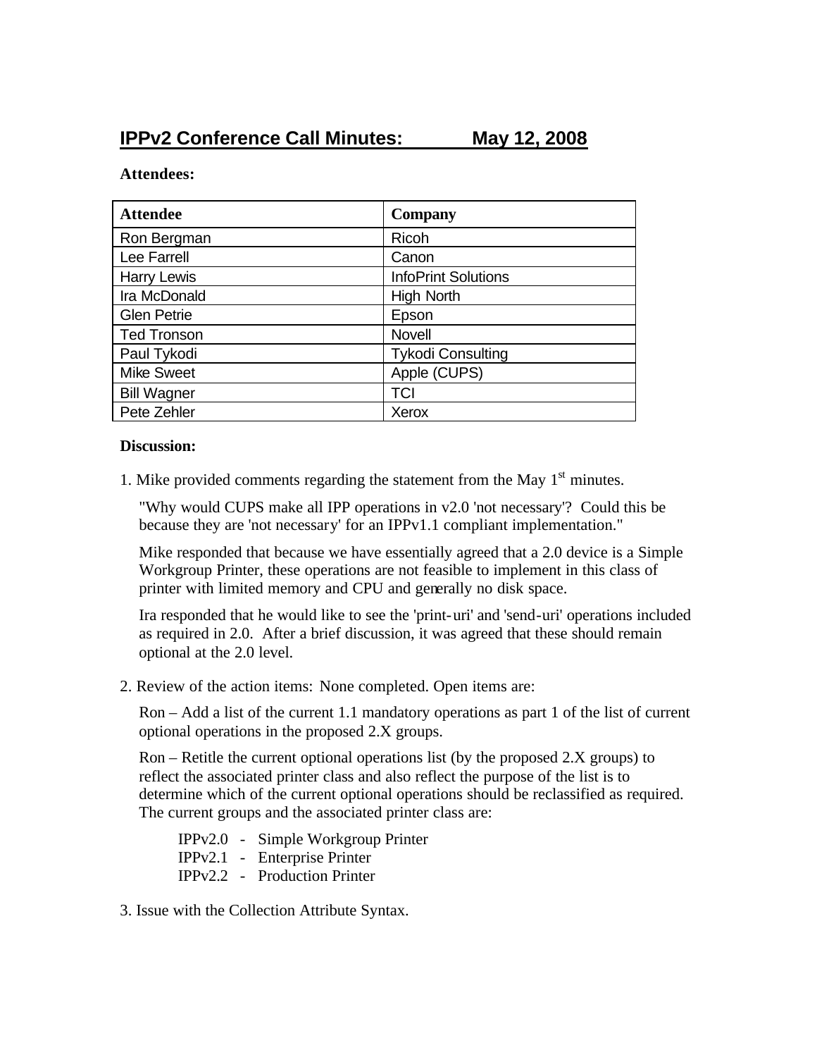# IPPv2 Conference Call Minutes: May 12, 2008

**Attendees:**

| Attendee | Company |
| --- | --- |
| Ron Bergman | Ricoh |
| Lee Farrell | Canon |
| Harry Lewis | InfoPrint Solutions |
| Ira McDonald | High North |
| Glen Petrie | Epson |
| Ted Tronson | Novell |
| Paul Tykodi | Tykodi Consulting |
| Mike Sweet | Apple (CUPS) |
| Bill Wagner | TCI |
| Pete Zehler | Xerox |

**Discussion:**

1. Mike provided comments regarding the statement from the May 1st minutes.

   "Why would CUPS make all IPP operations in v2.0 'not necessary'? Could this be because they are 'not necessary' for an IPPv1.1 compliant implementation."

   Mike responded that because we have essentially agreed that a 2.0 device is a Simple Workgroup Printer, these operations are not feasible to implement in this class of printer with limited memory and CPU and generally no disk space.

   Ira responded that he would like to see the 'print-uri' and 'send-uri' operations included as required in 2.0. After a brief discussion, it was agreed that these should remain optional at the 2.0 level.

2. Review of the action items: None completed. Open items are:

   Ron – Add a list of the current 1.1 mandatory operations as part 1 of the list of current optional operations in the proposed 2.X groups.

   Ron – Retitle the current optional operations list (by the proposed 2.X groups) to reflect the associated printer class and also reflect the purpose of the list is to determine which of the current optional operations should be reclassified as required. The current groups and the associated printer class are:

   IPPv2.0 - Simple Workgroup Printer
   IPPv2.1 - Enterprise Printer
   IPPv2.2 - Production Printer

3. Issue with the Collection Attribute Syntax.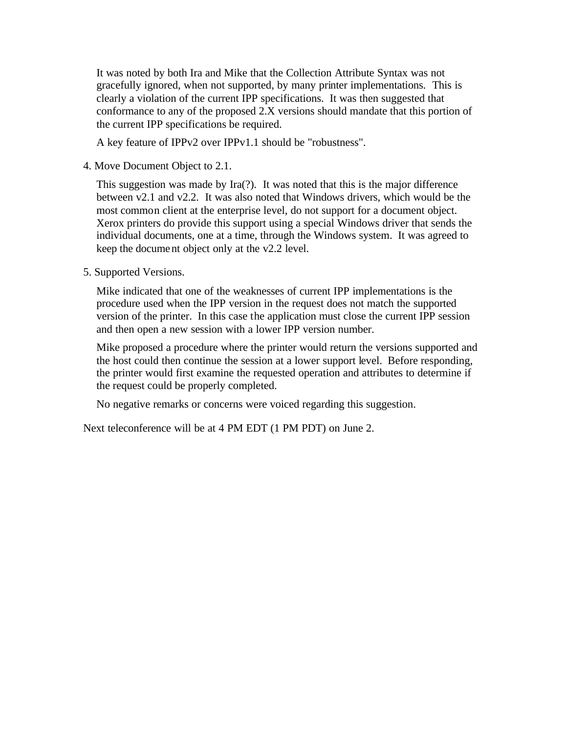It was noted by both Ira and Mike that the Collection Attribute Syntax was not gracefully ignored, when not supported, by many printer implementations. This is clearly a violation of the current IPP specifications. It was then suggested that conformance to any of the proposed 2.X versions should mandate that this portion of the current IPP specifications be required.

A key feature of IPPv2 over IPPv1.1 should be "robustness".

4. Move Document Object to 2.1.

   This suggestion was made by Ira(?). It was noted that this is the major difference between v2.1 and v2.2. It was also noted that Windows drivers, which would be the most common client at the enterprise level, do not support for a document object. Xerox printers do provide this support using a special Windows driver that sends the individual documents, one at a time, through the Windows system. It was agreed to keep the document object only at the v2.2 level.

5. Supported Versions.

   Mike indicated that one of the weaknesses of current IPP implementations is the procedure used when the IPP version in the request does not match the supported version of the printer. In this case the application must close the current IPP session and then open a new session with a lower IPP version number.

   Mike proposed a procedure where the printer would return the versions supported and the host could then continue the session at a lower support level. Before responding, the printer would first examine the requested operation and attributes to determine if the request could be properly completed.

   No negative remarks or concerns were voiced regarding this suggestion.

Next teleconference will be at 4 PM EDT (1 PM PDT) on June 2.